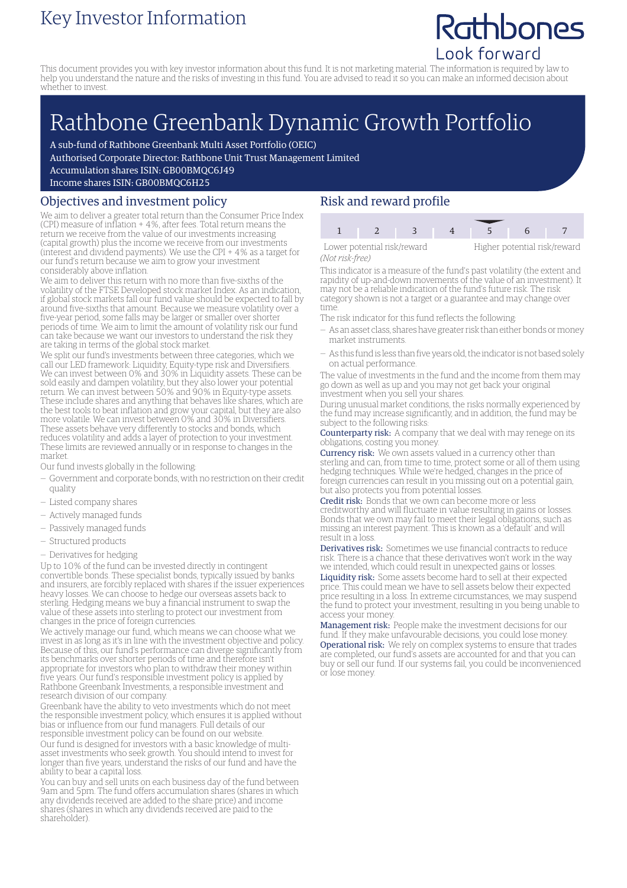# Key Investor Information

Rathbones
Look forward

This document provides you with key investor information about this fund. It is not marketing material. The information is required by law to help you understand the nature and the risks of investing in this fund. You are advised to read it so you can make an informed decision about whether to invest.

# Rathbone Greenbank Dynamic Growth Portfolio

A sub-fund of Rathbone Greenbank Multi Asset Portfolio (OEIC)
Authorised Corporate Director: Rathbone Unit Trust Management Limited
Accumulation shares ISIN: GB00BMQC6J49
Income shares ISIN: GB00BMQC6H25

## Objectives and investment policy

We aim to deliver a greater total return than the Consumer Price Index (CPI) measure of inflation + 4%, after fees. Total return means the return we receive from the value of our investments increasing (capital growth) plus the income we receive from our investments (interest and dividend payments). We use the CPI + 4% as a target for our fund's return because we aim to grow your investment considerably above inflation.

We aim to deliver this return with no more than five-sixths of the volatility of the FTSE Developed stock market Index. As an indication, if global stock markets fall our fund value should be expected to fall by around five-sixths that amount. Because we measure volatility over a five-year period, some falls may be larger or smaller over shorter periods of time. We aim to limit the amount of volatility risk our fund can take because we want our investors to understand the risk they are taking in terms of the global stock market.

We split our fund's investments between three categories, which we call our LED framework: Liquidity, Equity-type risk and Diversifiers. We can invest between 0% and 30% in Liquidity assets. These can be sold easily and dampen volatility, but they also lower your potential return. We can invest between 50% and 90% in Equity-type assets. These include shares and anything that behaves like shares, which are the best tools to beat inflation and grow your capital, but they are also more volatile. We can invest between 0% and 30% in Diversifiers. These assets behave very differently to stocks and bonds, which reduces volatility and adds a layer of protection to your investment. These limits are reviewed annually or in response to changes in the market.

Our fund invests globally in the following:

- Government and corporate bonds, with no restriction on their credit quality
- Listed company shares
- Actively managed funds
- Passively managed funds
- Structured products
- Derivatives for hedging

Up to 10% of the fund can be invested directly in contingent convertible bonds. These specialist bonds, typically issued by banks and insurers, are forcibly replaced with shares if the issuer experiences heavy losses. We can choose to hedge our overseas assets back to sterling. Hedging means we buy a financial instrument to swap the value of these assets into sterling to protect our investment from changes in the price of foreign currencies.

We actively manage our fund, which means we can choose what we invest in as long as it's in line with the investment objective and policy. Because of this, our fund's performance can diverge significantly from its benchmarks over shorter periods of time and therefore isn't appropriate for investors who plan to withdraw their money within five years. Our fund's responsible investment policy is applied by Rathbone Greenbank Investments, a responsible investment and research division of our company.

Greenbank have the ability to veto investments which do not meet the responsible investment policy, which ensures it is applied without bias or influence from our fund managers. Full details of our responsible investment policy can be found on our website.

Our fund is designed for investors with a basic knowledge of multi-asset investments who seek growth. You should intend to invest for longer than five years, understand the risks of our fund and have the ability to bear a capital loss.

You can buy and sell units on each business day of the fund between 9am and 5pm. The fund offers accumulation shares (shares in which any dividends received are added to the share price) and income shares (shares in which any dividends received are paid to the shareholder).

## Risk and reward profile

| 1 | 2 | 3 | 4 | **5** | 6 | 7 |
|---|---|---|---|---|---|---|

Lower potential risk/reward *(Not risk-free)* — Higher potential risk/reward

This indicator is a measure of the fund's past volatility (the extent and rapidity of up-and-down movements of the value of an investment). It may not be a reliable indication of the fund's future risk. The risk category shown is not a target or a guarantee and may change over time.

The risk indicator for this fund reflects the following:

- As an asset class, shares have greater risk than either bonds or money market instruments.
- As this fund is less than five years old, the indicator is not based solely on actual performance.

The value of investments in the fund and the income from them may go down as well as up and you may not get back your original investment when you sell your shares.

During unusual market conditions, the risks normally experienced by the fund may increase significantly, and in addition, the fund may be subject to the following risks:

**Counterparty risk:** A company that we deal with may renege on its obligations, costing you money.

**Currency risk:** We own assets valued in a currency other than sterling and can, from time to time, protect some or all of them using hedging techniques. While we're hedged, changes in the price of foreign currencies can result in you missing out on a potential gain, but also protects you from potential losses.

**Credit risk:** Bonds that we own can become more or less creditworthy and will fluctuate in value resulting in gains or losses. Bonds that we own may fail to meet their legal obligations, such as missing an interest payment. This is known as a 'default' and will result in a loss.

**Derivatives risk:** Sometimes we use financial contracts to reduce risk. There is a chance that these derivatives won't work in the way we intended, which could result in unexpected gains or losses.

**Liquidity risk:** Some assets become hard to sell at their expected price. This could mean we have to sell assets below their expected price resulting in a loss. In extreme circumstances, we may suspend the fund to protect your investment, resulting in you being unable to access your money.

**Management risk:** People make the investment decisions for our fund. If they make unfavourable decisions, you could lose money.

**Operational risk:** We rely on complex systems to ensure that trades are completed, our fund's assets are accounted for and that you can buy or sell our fund. If our systems fail, you could be inconvenienced or lose money.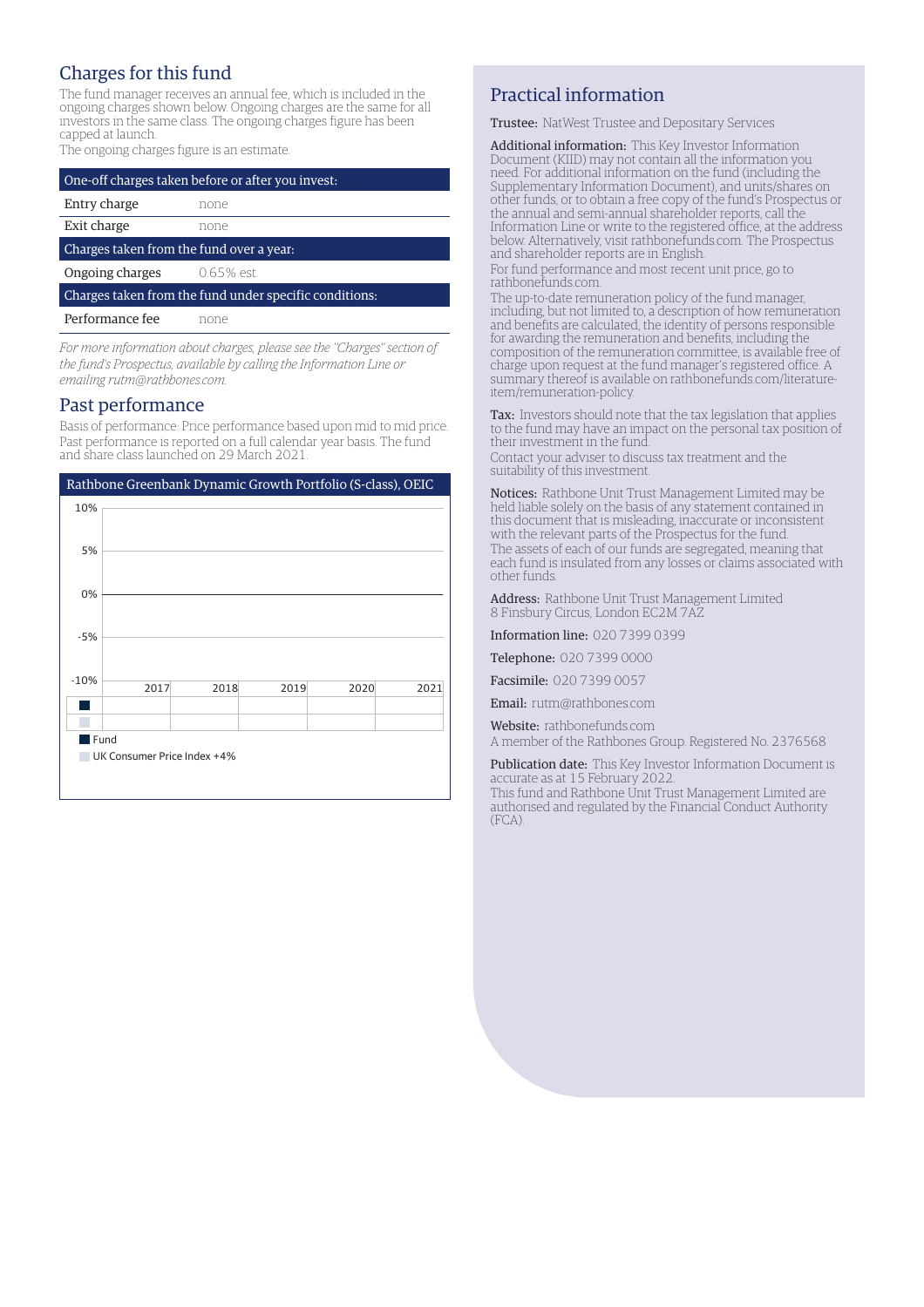## Charges for this fund

The fund manager receives an annual fee, which is included in the ongoing charges shown below. Ongoing charges are the same for all investors in the same class. The ongoing charges figure has been capped at launch.
The ongoing charges figure is an estimate.

| | |
|---|---|
| **One-off charges taken before or after you invest:** | |
| Entry charge | none |
| Exit charge | none |
| **Charges taken from the fund over a year:** | |
| Ongoing charges | 0.65% est. |
| **Charges taken from the fund under specific conditions:** | |
| Performance fee | none |

*For more information about charges, please see the "Charges" section of the fund's Prospectus, available by calling the Information Line or emailing rutm@rathbones.com.*

## Past performance

Basis of performance: Price performance based upon mid to mid price. Past performance is reported on a full calendar year basis. The fund and share class launched on 29 March 2021.

Rathbone Greenbank Dynamic Growth Portfolio (S-class), OEIC

10%
5%
0%
-5%
-10%
2017
2018
2019
2020
2021

Fund
UK Consumer Price Index +4%

## Practical information

**Trustee:** NatWest Trustee and Depositary Services

**Additional information:** This Key Investor Information Document (KIID) may not contain all the information you need. For additional information on the fund (including the Supplementary Information Document), and units/shares on other funds, or to obtain a free copy of the fund's Prospectus or the annual and semi-annual shareholder reports, call the Information Line or write to the registered office, at the address below. Alternatively, visit rathbonefunds.com. The Prospectus and shareholder reports are in English.
For fund performance and most recent unit price, go to rathbonefunds.com.
The up-to-date remuneration policy of the fund manager, including, but not limited to, a description of how remuneration and benefits are calculated, the identity of persons responsible for awarding the remuneration and benefits, including the composition of the remuneration committee, is available free of charge upon request at the fund manager's registered office. A summary thereof is available on rathbonefunds.com/literature-item/remuneration-policy.

**Tax:** Investors should note that the tax legislation that applies to the fund may have an impact on the personal tax position of their investment in the fund.
Contact your adviser to discuss tax treatment and the suitability of this investment.

**Notices:** Rathbone Unit Trust Management Limited may be held liable solely on the basis of any statement contained in this document that is misleading, inaccurate or inconsistent with the relevant parts of the Prospectus for the fund.
The assets of each of our funds are segregated, meaning that each fund is insulated from any losses or claims associated with other funds.

**Address:** Rathbone Unit Trust Management Limited
8 Finsbury Circus, London EC2M 7AZ

**Information line:** 020 7399 0399

**Telephone:** 020 7399 0000

**Facsimile:** 020 7399 0057

**Email:** rutm@rathbones.com

**Website:** rathbonefunds.com
A member of the Rathbones Group. Registered No. 2376568

**Publication date:** This Key Investor Information Document is accurate as at 15 February 2022.
This fund and Rathbone Unit Trust Management Limited are authorised and regulated by the Financial Conduct Authority (FCA).